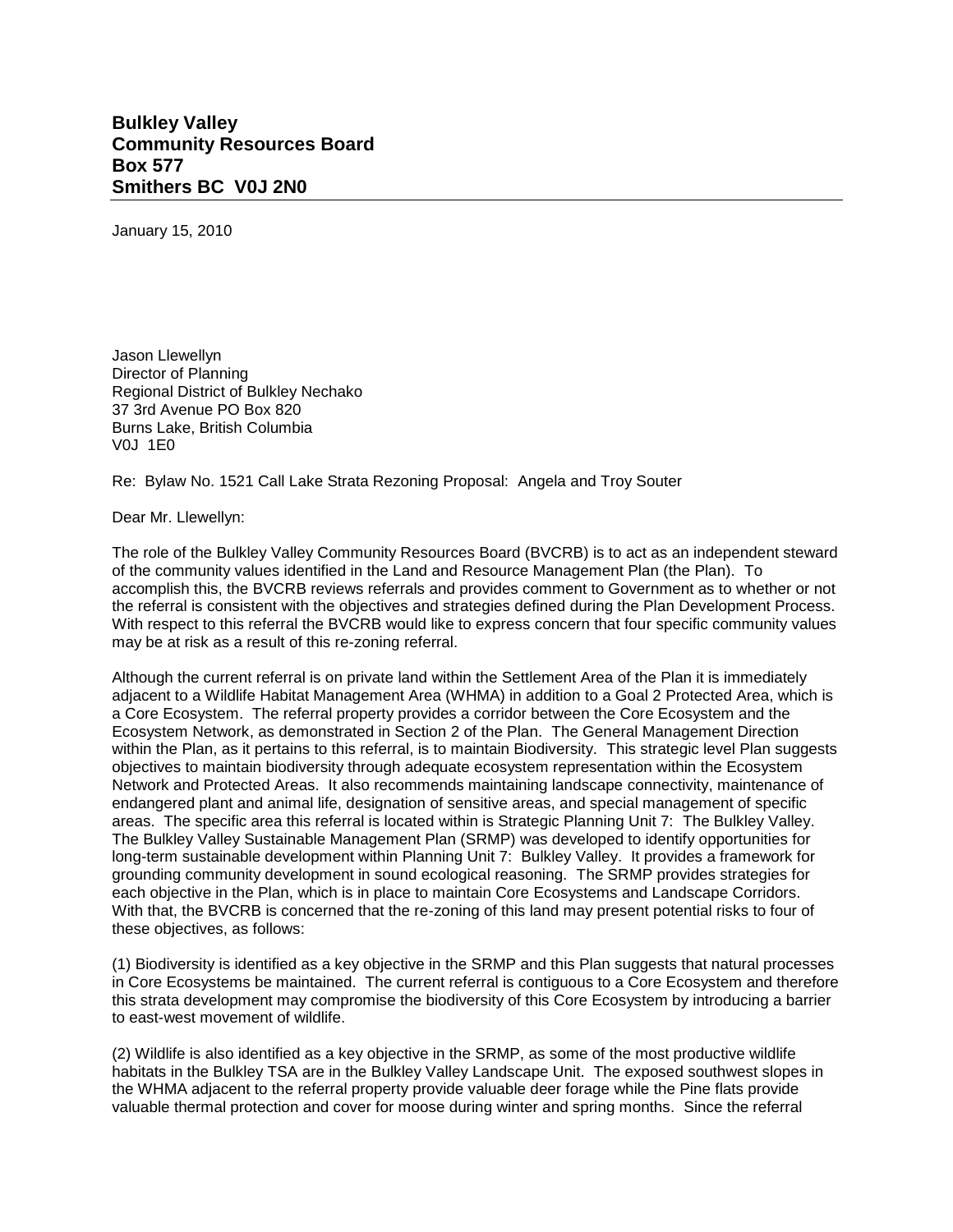**Bulkley Valley**
**Community Resources Board**
**Box 577**
**Smithers BC V0J 2N0**

---

January 15, 2010

Jason Llewellyn
Director of Planning
Regional District of Bulkley Nechako
37 3rd Avenue PO Box 820
Burns Lake, British Columbia
V0J 1E0

Re: Bylaw No. 1521 Call Lake Strata Rezoning Proposal: Angela and Troy Souter

Dear Mr. Llewellyn:

The role of the Bulkley Valley Community Resources Board (BVCRB) is to act as an independent steward of the community values identified in the Land and Resource Management Plan (the Plan). To accomplish this, the BVCRB reviews referrals and provides comment to Government as to whether or not the referral is consistent with the objectives and strategies defined during the Plan Development Process. With respect to this referral the BVCRB would like to express concern that four specific community values may be at risk as a result of this re-zoning referral.

Although the current referral is on private land within the Settlement Area of the Plan it is immediately adjacent to a Wildlife Habitat Management Area (WHMA) in addition to a Goal 2 Protected Area, which is a Core Ecosystem. The referral property provides a corridor between the Core Ecosystem and the Ecosystem Network, as demonstrated in Section 2 of the Plan. The General Management Direction within the Plan, as it pertains to this referral, is to maintain Biodiversity. This strategic level Plan suggests objectives to maintain biodiversity through adequate ecosystem representation within the Ecosystem Network and Protected Areas. It also recommends maintaining landscape connectivity, maintenance of endangered plant and animal life, designation of sensitive areas, and special management of specific areas. The specific area this referral is located within is Strategic Planning Unit 7: The Bulkley Valley. The Bulkley Valley Sustainable Management Plan (SRMP) was developed to identify opportunities for long-term sustainable development within Planning Unit 7: Bulkley Valley. It provides a framework for grounding community development in sound ecological reasoning. The SRMP provides strategies for each objective in the Plan, which is in place to maintain Core Ecosystems and Landscape Corridors. With that, the BVCRB is concerned that the re-zoning of this land may present potential risks to four of these objectives, as follows:

(1) Biodiversity is identified as a key objective in the SRMP and this Plan suggests that natural processes in Core Ecosystems be maintained. The current referral is contiguous to a Core Ecosystem and therefore this strata development may compromise the biodiversity of this Core Ecosystem by introducing a barrier to east-west movement of wildlife.

(2) Wildlife is also identified as a key objective in the SRMP, as some of the most productive wildlife habitats in the Bulkley TSA are in the Bulkley Valley Landscape Unit. The exposed southwest slopes in the WHMA adjacent to the referral property provide valuable deer forage while the Pine flats provide valuable thermal protection and cover for moose during winter and spring months. Since the referral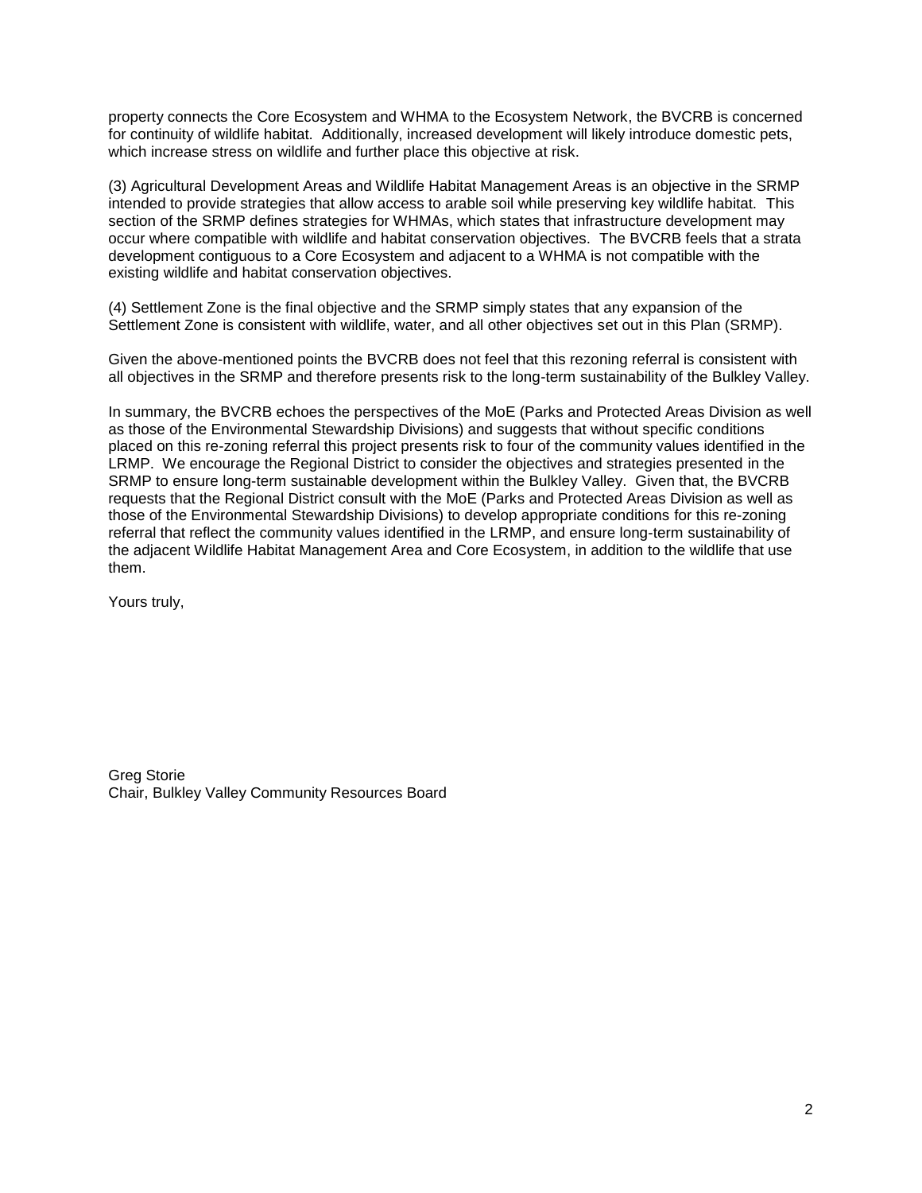property connects the Core Ecosystem and WHMA to the Ecosystem Network, the BVCRB is concerned for continuity of wildlife habitat. Additionally, increased development will likely introduce domestic pets, which increase stress on wildlife and further place this objective at risk.

(3) Agricultural Development Areas and Wildlife Habitat Management Areas is an objective in the SRMP intended to provide strategies that allow access to arable soil while preserving key wildlife habitat. This section of the SRMP defines strategies for WHMAs, which states that infrastructure development may occur where compatible with wildlife and habitat conservation objectives. The BVCRB feels that a strata development contiguous to a Core Ecosystem and adjacent to a WHMA is not compatible with the existing wildlife and habitat conservation objectives.

(4) Settlement Zone is the final objective and the SRMP simply states that any expansion of the Settlement Zone is consistent with wildlife, water, and all other objectives set out in this Plan (SRMP).

Given the above-mentioned points the BVCRB does not feel that this rezoning referral is consistent with all objectives in the SRMP and therefore presents risk to the long-term sustainability of the Bulkley Valley.

In summary, the BVCRB echoes the perspectives of the MoE (Parks and Protected Areas Division as well as those of the Environmental Stewardship Divisions) and suggests that without specific conditions placed on this re-zoning referral this project presents risk to four of the community values identified in the LRMP. We encourage the Regional District to consider the objectives and strategies presented in the SRMP to ensure long-term sustainable development within the Bulkley Valley. Given that, the BVCRB requests that the Regional District consult with the MoE (Parks and Protected Areas Division as well as those of the Environmental Stewardship Divisions) to develop appropriate conditions for this re-zoning referral that reflect the community values identified in the LRMP, and ensure long-term sustainability of the adjacent Wildlife Habitat Management Area and Core Ecosystem, in addition to the wildlife that use them.

Yours truly,

Greg Storie
Chair, Bulkley Valley Community Resources Board